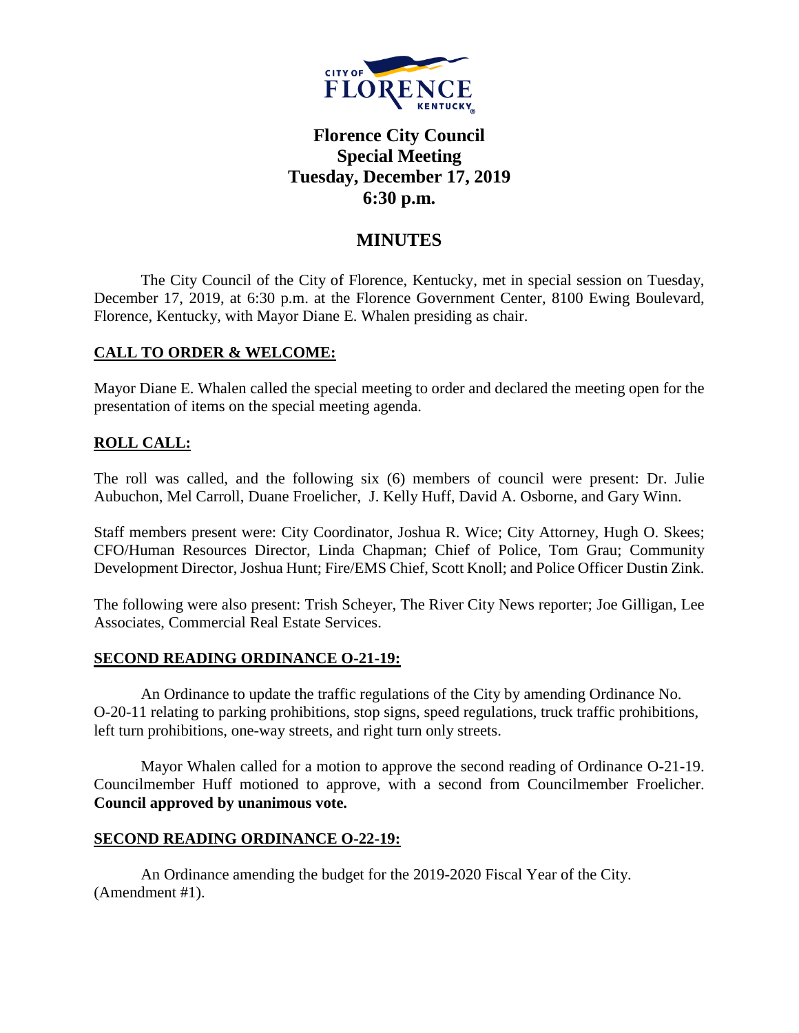# Florence City Council
## Special Meeting
## Tuesday, December 17, 2019
## 6:30 p.m.

## MINUTES

The City Council of the City of Florence, Kentucky, met in special session on Tuesday, December 17, 2019, at 6:30 p.m. at the Florence Government Center, 8100 Ewing Boulevard, Florence, Kentucky, with Mayor Diane E. Whalen presiding as chair.

### CALL TO ORDER & WELCOME:

Mayor Diane E. Whalen called the special meeting to order and declared the meeting open for the presentation of items on the special meeting agenda.

### ROLL CALL:

The roll was called, and the following six (6) members of council were present: Dr. Julie Aubuchon, Mel Carroll, Duane Froelicher, J. Kelly Huff, David A. Osborne, and Gary Winn.

Staff members present were: City Coordinator, Joshua R. Wice; City Attorney, Hugh O. Skees; CFO/Human Resources Director, Linda Chapman; Chief of Police, Tom Grau; Community Development Director, Joshua Hunt; Fire/EMS Chief, Scott Knoll; and Police Officer Dustin Zink.

The following were also present: Trish Scheyer, The River City News reporter; Joe Gilligan, Lee Associates, Commercial Real Estate Services.

### SECOND READING ORDINANCE O-21-19:

An Ordinance to update the traffic regulations of the City by amending Ordinance No. O-20-11 relating to parking prohibitions, stop signs, speed regulations, truck traffic prohibitions, left turn prohibitions, one-way streets, and right turn only streets.

Mayor Whalen called for a motion to approve the second reading of Ordinance O-21-19. Councilmember Huff motioned to approve, with a second from Councilmember Froelicher. **Council approved by unanimous vote.**

### SECOND READING ORDINANCE O-22-19:

An Ordinance amending the budget for the 2019-2020 Fiscal Year of the City. (Amendment #1).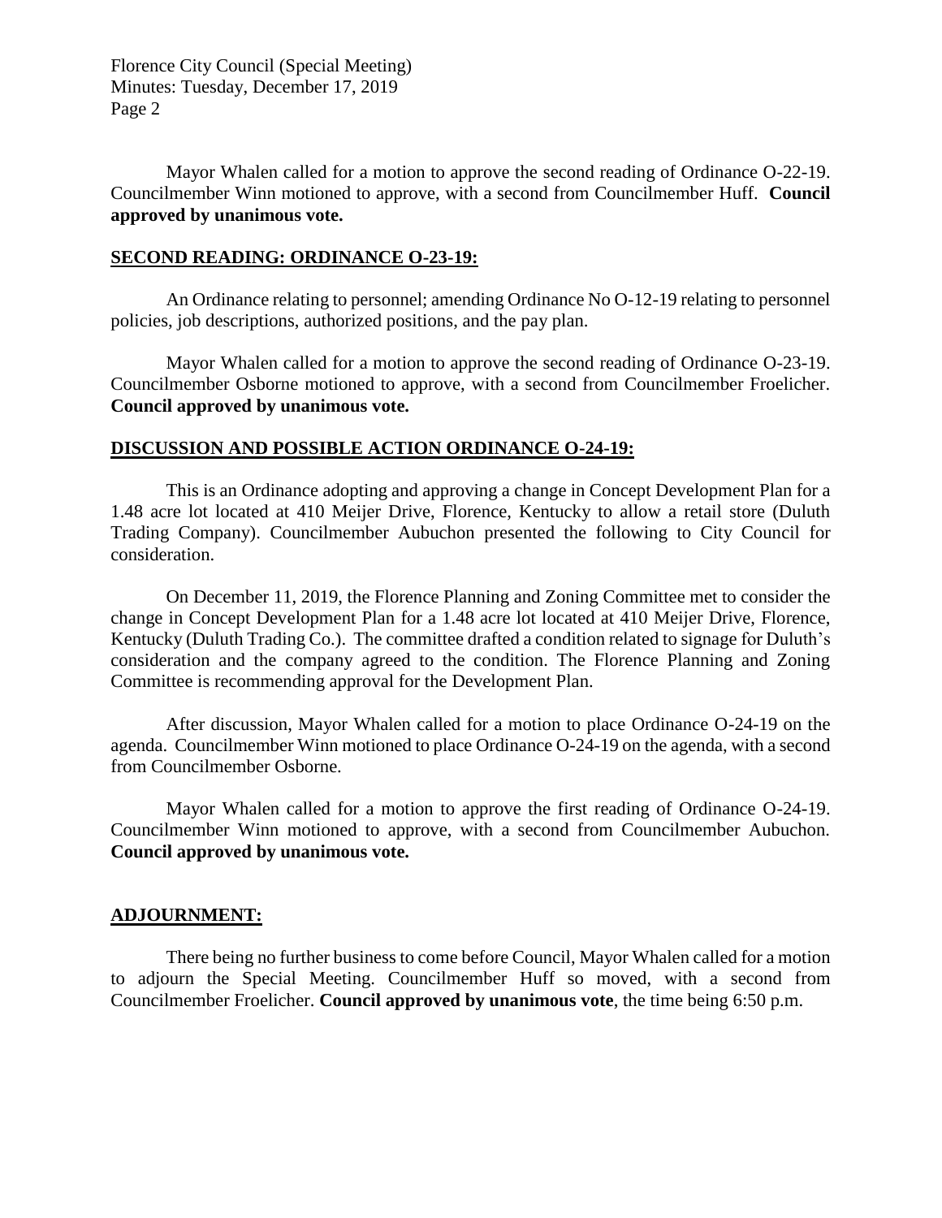Mayor Whalen called for a motion to approve the second reading of Ordinance O-22-19. Councilmember Winn motioned to approve, with a second from Councilmember Huff. **Council approved by unanimous vote.**

## SECOND READING: ORDINANCE O-23-19:

An Ordinance relating to personnel; amending Ordinance No O-12-19 relating to personnel policies, job descriptions, authorized positions, and the pay plan.

Mayor Whalen called for a motion to approve the second reading of Ordinance O-23-19. Councilmember Osborne motioned to approve, with a second from Councilmember Froelicher. **Council approved by unanimous vote.**

## DISCUSSION AND POSSIBLE ACTION ORDINANCE O-24-19:

This is an Ordinance adopting and approving a change in Concept Development Plan for a 1.48 acre lot located at 410 Meijer Drive, Florence, Kentucky to allow a retail store (Duluth Trading Company). Councilmember Aubuchon presented the following to City Council for consideration.

On December 11, 2019, the Florence Planning and Zoning Committee met to consider the change in Concept Development Plan for a 1.48 acre lot located at 410 Meijer Drive, Florence, Kentucky (Duluth Trading Co.). The committee drafted a condition related to signage for Duluth's consideration and the company agreed to the condition. The Florence Planning and Zoning Committee is recommending approval for the Development Plan.

After discussion, Mayor Whalen called for a motion to place Ordinance O-24-19 on the agenda. Councilmember Winn motioned to place Ordinance O-24-19 on the agenda, with a second from Councilmember Osborne.

Mayor Whalen called for a motion to approve the first reading of Ordinance O-24-19. Councilmember Winn motioned to approve, with a second from Councilmember Aubuchon. **Council approved by unanimous vote.**

## ADJOURNMENT:

There being no further business to come before Council, Mayor Whalen called for a motion to adjourn the Special Meeting. Councilmember Huff so moved, with a second from Councilmember Froelicher. **Council approved by unanimous vote**, the time being 6:50 p.m.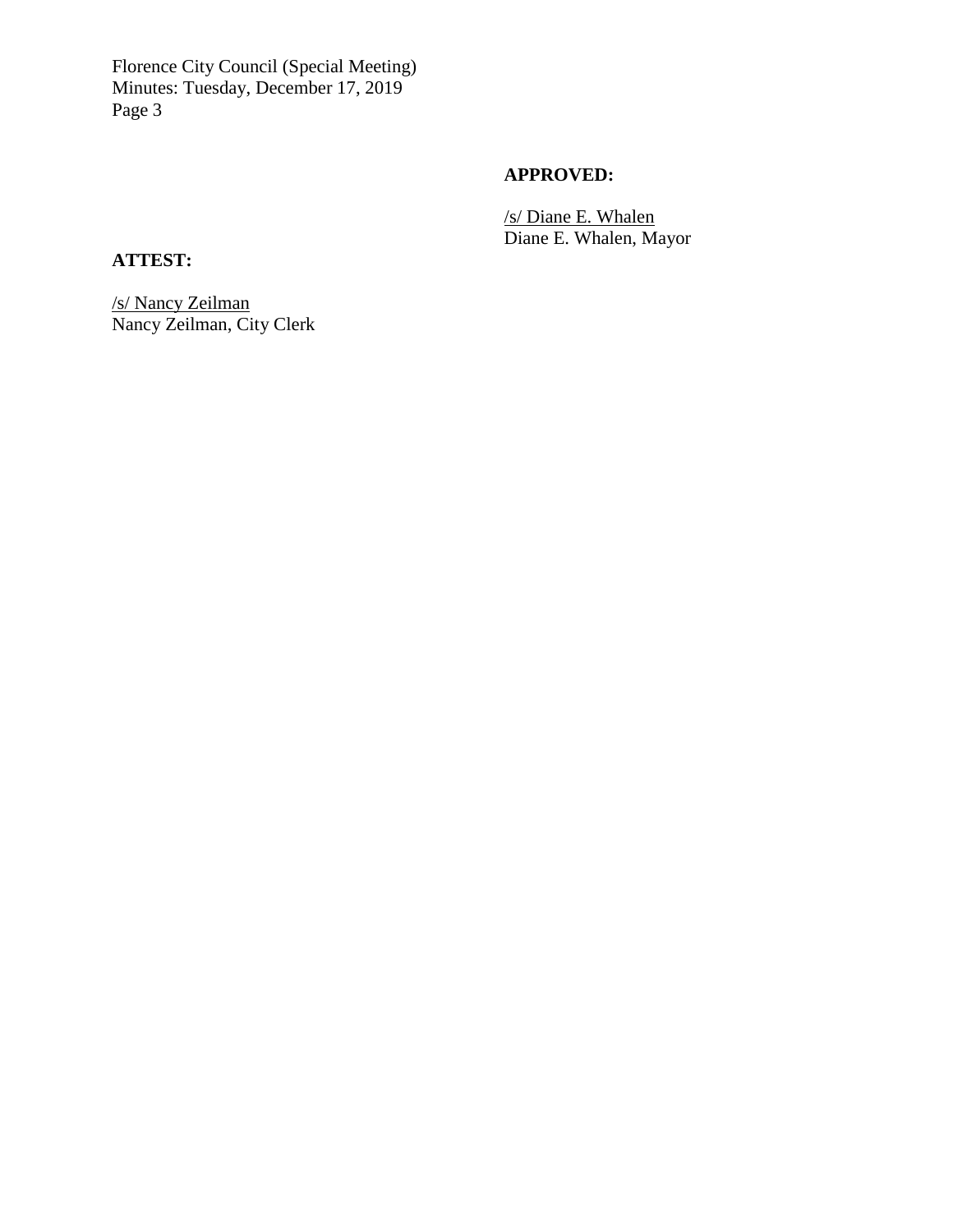**APPROVED:**

/s/ Diane E. Whalen
Diane E. Whalen, Mayor

**ATTEST:**

/s/ Nancy Zeilman
Nancy Zeilman, City Clerk